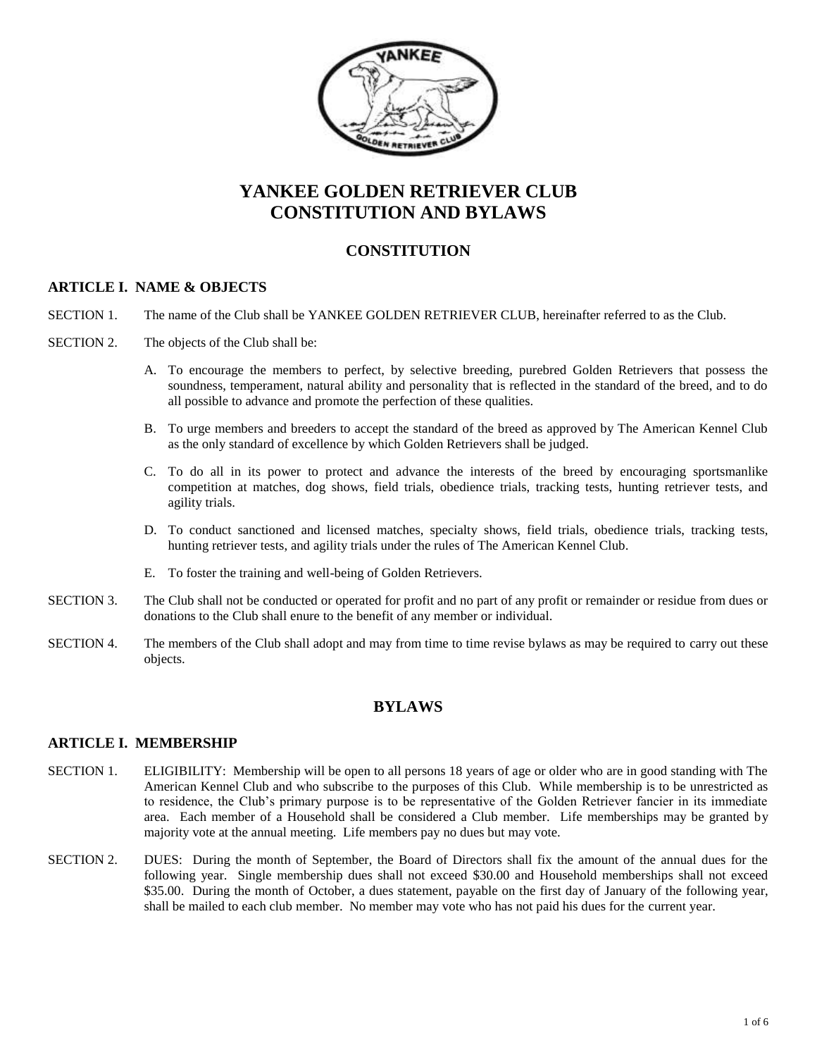# YANKEE GOLDEN RETRIEVER CLUB
# CONSTITUTION AND BYLAWS

## CONSTITUTION

### ARTICLE I. NAME & OBJECTS

SECTION 1. The name of the Club shall be YANKEE GOLDEN RETRIEVER CLUB, hereinafter referred to as the Club.

SECTION 2. The objects of the Club shall be:

A. To encourage the members to perfect, by selective breeding, purebred Golden Retrievers that possess the soundness, temperament, natural ability and personality that is reflected in the standard of the breed, and to do all possible to advance and promote the perfection of these qualities.

B. To urge members and breeders to accept the standard of the breed as approved by The American Kennel Club as the only standard of excellence by which Golden Retrievers shall be judged.

C. To do all in its power to protect and advance the interests of the breed by encouraging sportsmanlike competition at matches, dog shows, field trials, obedience trials, tracking tests, hunting retriever tests, and agility trials.

D. To conduct sanctioned and licensed matches, specialty shows, field trials, obedience trials, tracking tests, hunting retriever tests, and agility trials under the rules of The American Kennel Club.

E. To foster the training and well-being of Golden Retrievers.

SECTION 3. The Club shall not be conducted or operated for profit and no part of any profit or remainder or residue from dues or donations to the Club shall enure to the benefit of any member or individual.

SECTION 4. The members of the Club shall adopt and may from time to time revise bylaws as may be required to carry out these objects.

## BYLAWS

### ARTICLE I. MEMBERSHIP

SECTION 1. ELIGIBILITY: Membership will be open to all persons 18 years of age or older who are in good standing with The American Kennel Club and who subscribe to the purposes of this Club. While membership is to be unrestricted as to residence, the Club's primary purpose is to be representative of the Golden Retriever fancier in its immediate area. Each member of a Household shall be considered a Club member. Life memberships may be granted by majority vote at the annual meeting. Life members pay no dues but may vote.

SECTION 2. DUES: During the month of September, the Board of Directors shall fix the amount of the annual dues for the following year. Single membership dues shall not exceed $30.00 and Household memberships shall not exceed $35.00. During the month of October, a dues statement, payable on the first day of January of the following year, shall be mailed to each club member. No member may vote who has not paid his dues for the current year.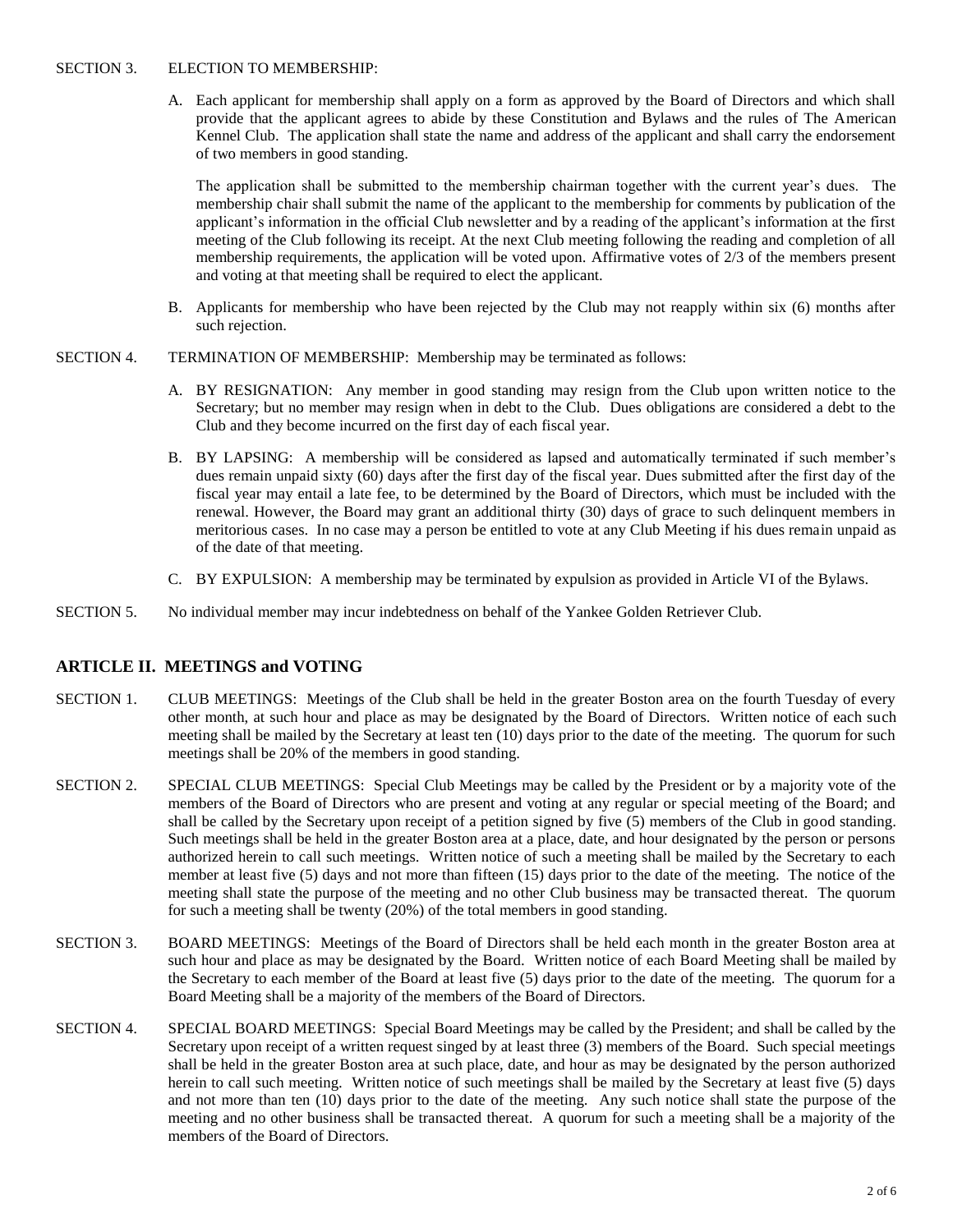SECTION 3. ELECTION TO MEMBERSHIP:

A. Each applicant for membership shall apply on a form as approved by the Board of Directors and which shall provide that the applicant agrees to abide by these Constitution and Bylaws and the rules of The American Kennel Club. The application shall state the name and address of the applicant and shall carry the endorsement of two members in good standing.

The application shall be submitted to the membership chairman together with the current year's dues. The membership chair shall submit the name of the applicant to the membership for comments by publication of the applicant's information in the official Club newsletter and by a reading of the applicant's information at the first meeting of the Club following its receipt. At the next Club meeting following the reading and completion of all membership requirements, the application will be voted upon. Affirmative votes of 2/3 of the members present and voting at that meeting shall be required to elect the applicant.

B. Applicants for membership who have been rejected by the Club may not reapply within six (6) months after such rejection.

SECTION 4. TERMINATION OF MEMBERSHIP: Membership may be terminated as follows:

A. BY RESIGNATION: Any member in good standing may resign from the Club upon written notice to the Secretary; but no member may resign when in debt to the Club. Dues obligations are considered a debt to the Club and they become incurred on the first day of each fiscal year.

B. BY LAPSING: A membership will be considered as lapsed and automatically terminated if such member's dues remain unpaid sixty (60) days after the first day of the fiscal year. Dues submitted after the first day of the fiscal year may entail a late fee, to be determined by the Board of Directors, which must be included with the renewal. However, the Board may grant an additional thirty (30) days of grace to such delinquent members in meritorious cases. In no case may a person be entitled to vote at any Club Meeting if his dues remain unpaid as of the date of that meeting.

C. BY EXPULSION: A membership may be terminated by expulsion as provided in Article VI of the Bylaws.

SECTION 5. No individual member may incur indebtedness on behalf of the Yankee Golden Retriever Club.

## ARTICLE II. MEETINGS and VOTING

SECTION 1. CLUB MEETINGS: Meetings of the Club shall be held in the greater Boston area on the fourth Tuesday of every other month, at such hour and place as may be designated by the Board of Directors. Written notice of each such meeting shall be mailed by the Secretary at least ten (10) days prior to the date of the meeting. The quorum for such meetings shall be 20% of the members in good standing.

SECTION 2. SPECIAL CLUB MEETINGS: Special Club Meetings may be called by the President or by a majority vote of the members of the Board of Directors who are present and voting at any regular or special meeting of the Board; and shall be called by the Secretary upon receipt of a petition signed by five (5) members of the Club in good standing. Such meetings shall be held in the greater Boston area at a place, date, and hour designated by the person or persons authorized herein to call such meetings. Written notice of such a meeting shall be mailed by the Secretary to each member at least five (5) days and not more than fifteen (15) days prior to the date of the meeting. The notice of the meeting shall state the purpose of the meeting and no other Club business may be transacted thereat. The quorum for such a meeting shall be twenty (20%) of the total members in good standing.

SECTION 3. BOARD MEETINGS: Meetings of the Board of Directors shall be held each month in the greater Boston area at such hour and place as may be designated by the Board. Written notice of each Board Meeting shall be mailed by the Secretary to each member of the Board at least five (5) days prior to the date of the meeting. The quorum for a Board Meeting shall be a majority of the members of the Board of Directors.

SECTION 4. SPECIAL BOARD MEETINGS: Special Board Meetings may be called by the President; and shall be called by the Secretary upon receipt of a written request singed by at least three (3) members of the Board. Such special meetings shall be held in the greater Boston area at such place, date, and hour as may be designated by the person authorized herein to call such meeting. Written notice of such meetings shall be mailed by the Secretary at least five (5) days and not more than ten (10) days prior to the date of the meeting. Any such notice shall state the purpose of the meeting and no other business shall be transacted thereat. A quorum for such a meeting shall be a majority of the members of the Board of Directors.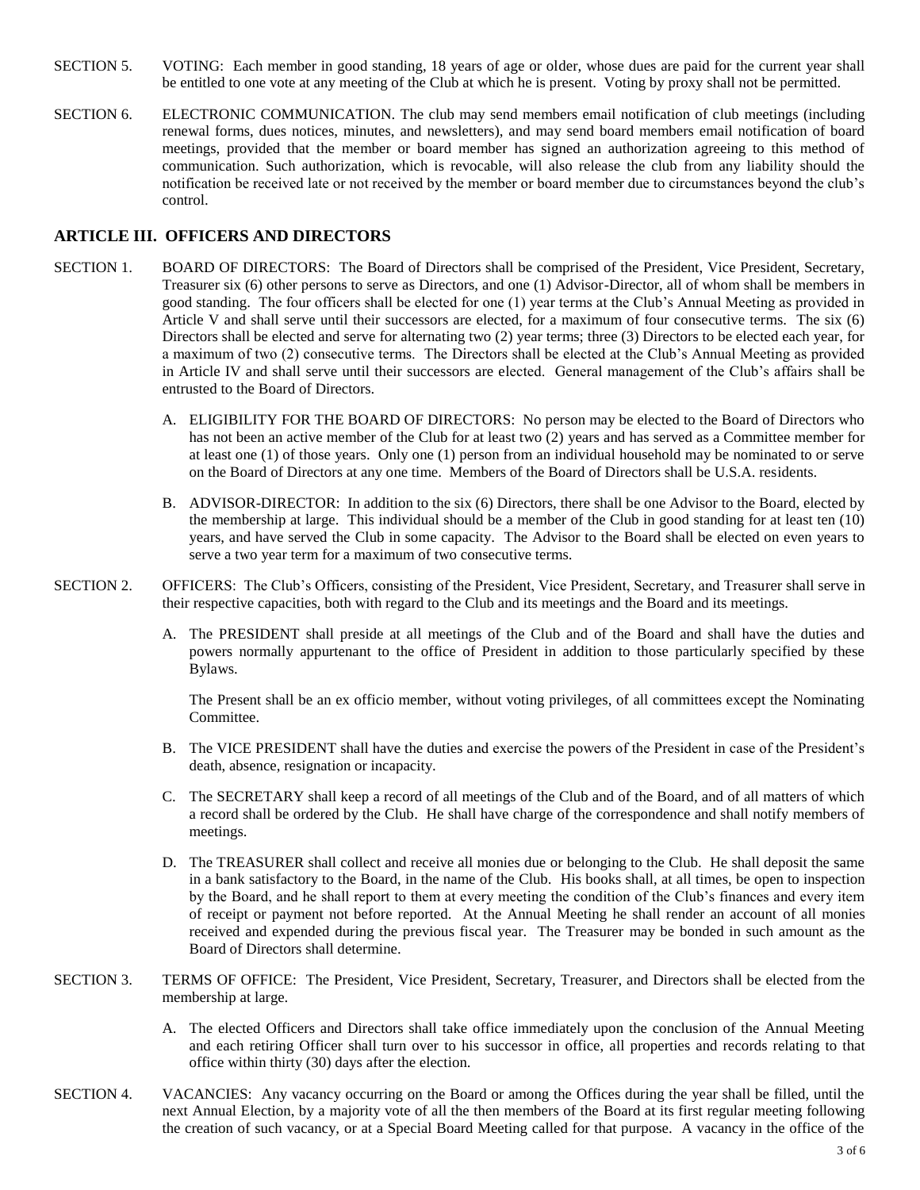SECTION 5. VOTING: Each member in good standing, 18 years of age or older, whose dues are paid for the current year shall be entitled to one vote at any meeting of the Club at which he is present. Voting by proxy shall not be permitted.

SECTION 6. ELECTRONIC COMMUNICATION. The club may send members email notification of club meetings (including renewal forms, dues notices, minutes, and newsletters), and may send board members email notification of board meetings, provided that the member or board member has signed an authorization agreeing to this method of communication. Such authorization, which is revocable, will also release the club from any liability should the notification be received late or not received by the member or board member due to circumstances beyond the club's control.

## ARTICLE III. OFFICERS AND DIRECTORS

SECTION 1. BOARD OF DIRECTORS: The Board of Directors shall be comprised of the President, Vice President, Secretary, Treasurer six (6) other persons to serve as Directors, and one (1) Advisor-Director, all of whom shall be members in good standing. The four officers shall be elected for one (1) year terms at the Club's Annual Meeting as provided in Article V and shall serve until their successors are elected, for a maximum of four consecutive terms. The six (6) Directors shall be elected and serve for alternating two (2) year terms; three (3) Directors to be elected each year, for a maximum of two (2) consecutive terms. The Directors shall be elected at the Club's Annual Meeting as provided in Article IV and shall serve until their successors are elected. General management of the Club's affairs shall be entrusted to the Board of Directors.

A. ELIGIBILITY FOR THE BOARD OF DIRECTORS: No person may be elected to the Board of Directors who has not been an active member of the Club for at least two (2) years and has served as a Committee member for at least one (1) of those years. Only one (1) person from an individual household may be nominated to or serve on the Board of Directors at any one time. Members of the Board of Directors shall be U.S.A. residents.

B. ADVISOR-DIRECTOR: In addition to the six (6) Directors, there shall be one Advisor to the Board, elected by the membership at large. This individual should be a member of the Club in good standing for at least ten (10) years, and have served the Club in some capacity. The Advisor to the Board shall be elected on even years to serve a two year term for a maximum of two consecutive terms.

SECTION 2. OFFICERS: The Club's Officers, consisting of the President, Vice President, Secretary, and Treasurer shall serve in their respective capacities, both with regard to the Club and its meetings and the Board and its meetings.

A. The PRESIDENT shall preside at all meetings of the Club and of the Board and shall have the duties and powers normally appurtenant to the office of President in addition to those particularly specified by these Bylaws.

The Present shall be an ex officio member, without voting privileges, of all committees except the Nominating Committee.

B. The VICE PRESIDENT shall have the duties and exercise the powers of the President in case of the President's death, absence, resignation or incapacity.

C. The SECRETARY shall keep a record of all meetings of the Club and of the Board, and of all matters of which a record shall be ordered by the Club. He shall have charge of the correspondence and shall notify members of meetings.

D. The TREASURER shall collect and receive all monies due or belonging to the Club. He shall deposit the same in a bank satisfactory to the Board, in the name of the Club. His books shall, at all times, be open to inspection by the Board, and he shall report to them at every meeting the condition of the Club's finances and every item of receipt or payment not before reported. At the Annual Meeting he shall render an account of all monies received and expended during the previous fiscal year. The Treasurer may be bonded in such amount as the Board of Directors shall determine.

SECTION 3. TERMS OF OFFICE: The President, Vice President, Secretary, Treasurer, and Directors shall be elected from the membership at large.

A. The elected Officers and Directors shall take office immediately upon the conclusion of the Annual Meeting and each retiring Officer shall turn over to his successor in office, all properties and records relating to that office within thirty (30) days after the election.

SECTION 4. VACANCIES: Any vacancy occurring on the Board or among the Offices during the year shall be filled, until the next Annual Election, by a majority vote of all the then members of the Board at its first regular meeting following the creation of such vacancy, or at a Special Board Meeting called for that purpose. A vacancy in the office of the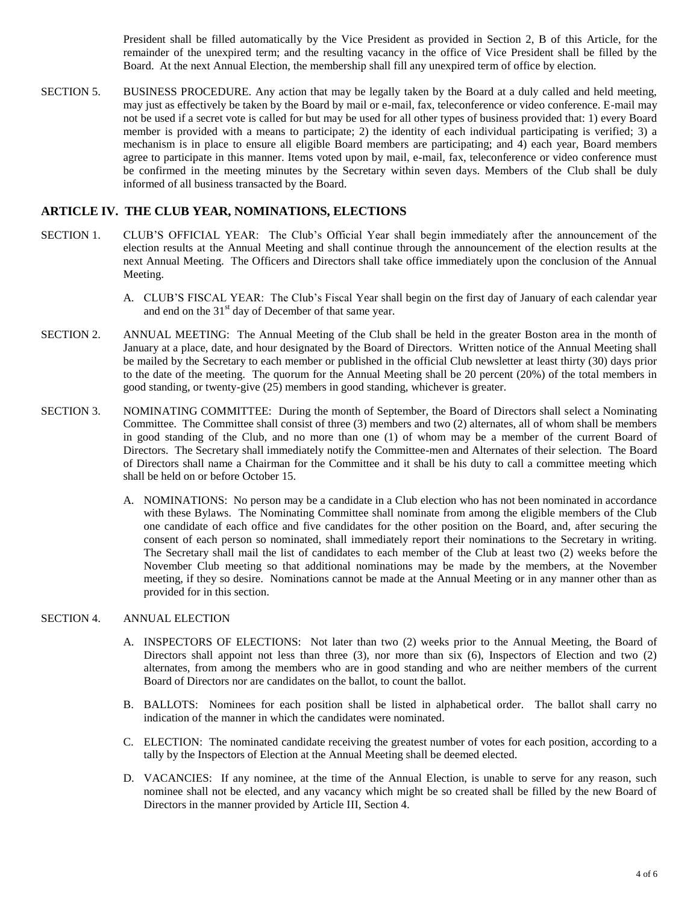President shall be filled automatically by the Vice President as provided in Section 2, B of this Article, for the remainder of the unexpired term; and the resulting vacancy in the office of Vice President shall be filled by the Board. At the next Annual Election, the membership shall fill any unexpired term of office by election.

SECTION 5. BUSINESS PROCEDURE. Any action that may be legally taken by the Board at a duly called and held meeting, may just as effectively be taken by the Board by mail or e-mail, fax, teleconference or video conference. E-mail may not be used if a secret vote is called for but may be used for all other types of business provided that: 1) every Board member is provided with a means to participate; 2) the identity of each individual participating is verified; 3) a mechanism is in place to ensure all eligible Board members are participating; and 4) each year, Board members agree to participate in this manner. Items voted upon by mail, e-mail, fax, teleconference or video conference must be confirmed in the meeting minutes by the Secretary within seven days. Members of the Club shall be duly informed of all business transacted by the Board.

## ARTICLE IV. THE CLUB YEAR, NOMINATIONS, ELECTIONS

SECTION 1. CLUB'S OFFICIAL YEAR: The Club's Official Year shall begin immediately after the announcement of the election results at the Annual Meeting and shall continue through the announcement of the election results at the next Annual Meeting. The Officers and Directors shall take office immediately upon the conclusion of the Annual Meeting.

A. CLUB'S FISCAL YEAR: The Club's Fiscal Year shall begin on the first day of January of each calendar year and end on the 31st day of December of that same year.

SECTION 2. ANNUAL MEETING: The Annual Meeting of the Club shall be held in the greater Boston area in the month of January at a place, date, and hour designated by the Board of Directors. Written notice of the Annual Meeting shall be mailed by the Secretary to each member or published in the official Club newsletter at least thirty (30) days prior to the date of the meeting. The quorum for the Annual Meeting shall be 20 percent (20%) of the total members in good standing, or twenty-give (25) members in good standing, whichever is greater.

SECTION 3. NOMINATING COMMITTEE: During the month of September, the Board of Directors shall select a Nominating Committee. The Committee shall consist of three (3) members and two (2) alternates, all of whom shall be members in good standing of the Club, and no more than one (1) of whom may be a member of the current Board of Directors. The Secretary shall immediately notify the Committee-men and Alternates of their selection. The Board of Directors shall name a Chairman for the Committee and it shall be his duty to call a committee meeting which shall be held on or before October 15.

A. NOMINATIONS: No person may be a candidate in a Club election who has not been nominated in accordance with these Bylaws. The Nominating Committee shall nominate from among the eligible members of the Club one candidate for each office and five candidates for the other position on the Board, and, after securing the consent of each person so nominated, shall immediately report their nominations to the Secretary in writing. The Secretary shall mail the list of candidates to each member of the Club at least two (2) weeks before the November Club meeting so that additional nominations may be made by the members, at the November meeting, if they so desire. Nominations cannot be made at the Annual Meeting or in any manner other than as provided for in this section.

SECTION 4. ANNUAL ELECTION

A. INSPECTORS OF ELECTIONS: Not later than two (2) weeks prior to the Annual Meeting, the Board of Directors shall appoint not less than three (3), nor more than six (6), Inspectors of Election and two (2) alternates, from among the members who are in good standing and who are neither members of the current Board of Directors nor are candidates on the ballot, to count the ballot.

B. BALLOTS: Nominees for each position shall be listed in alphabetical order. The ballot shall carry no indication of the manner in which the candidates were nominated.

C. ELECTION: The nominated candidate receiving the greatest number of votes for each position, according to a tally by the Inspectors of Election at the Annual Meeting shall be deemed elected.

D. VACANCIES: If any nominee, at the time of the Annual Election, is unable to serve for any reason, such nominee shall not be elected, and any vacancy which might be so created shall be filled by the new Board of Directors in the manner provided by Article III, Section 4.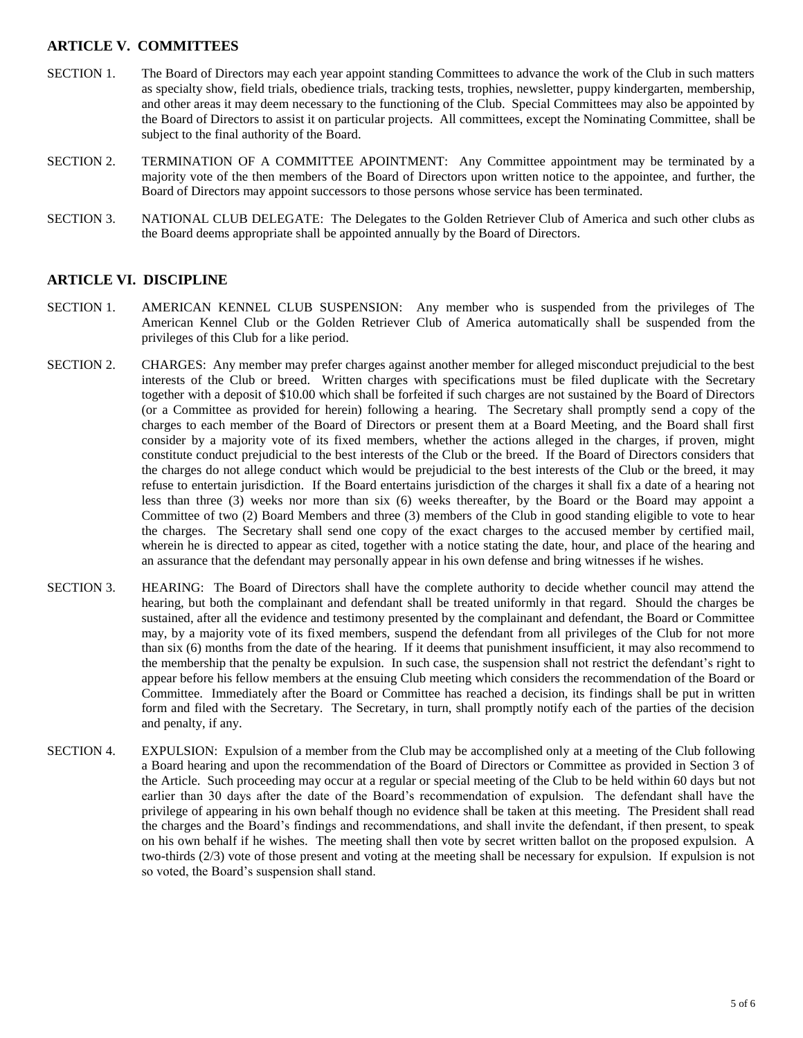## ARTICLE V. COMMITTEES

SECTION 1. The Board of Directors may each year appoint standing Committees to advance the work of the Club in such matters as specialty show, field trials, obedience trials, tracking tests, trophies, newsletter, puppy kindergarten, membership, and other areas it may deem necessary to the functioning of the Club. Special Committees may also be appointed by the Board of Directors to assist it on particular projects. All committees, except the Nominating Committee, shall be subject to the final authority of the Board.

SECTION 2. TERMINATION OF A COMMITTEE APOINTMENT: Any Committee appointment may be terminated by a majority vote of the then members of the Board of Directors upon written notice to the appointee, and further, the Board of Directors may appoint successors to those persons whose service has been terminated.

SECTION 3. NATIONAL CLUB DELEGATE: The Delegates to the Golden Retriever Club of America and such other clubs as the Board deems appropriate shall be appointed annually by the Board of Directors.

## ARTICLE VI. DISCIPLINE

SECTION 1. AMERICAN KENNEL CLUB SUSPENSION: Any member who is suspended from the privileges of The American Kennel Club or the Golden Retriever Club of America automatically shall be suspended from the privileges of this Club for a like period.

SECTION 2. CHARGES: Any member may prefer charges against another member for alleged misconduct prejudicial to the best interests of the Club or breed. Written charges with specifications must be filed duplicate with the Secretary together with a deposit of $10.00 which shall be forfeited if such charges are not sustained by the Board of Directors (or a Committee as provided for herein) following a hearing. The Secretary shall promptly send a copy of the charges to each member of the Board of Directors or present them at a Board Meeting, and the Board shall first consider by a majority vote of its fixed members, whether the actions alleged in the charges, if proven, might constitute conduct prejudicial to the best interests of the Club or the breed. If the Board of Directors considers that the charges do not allege conduct which would be prejudicial to the best interests of the Club or the breed, it may refuse to entertain jurisdiction. If the Board entertains jurisdiction of the charges it shall fix a date of a hearing not less than three (3) weeks nor more than six (6) weeks thereafter, by the Board or the Board may appoint a Committee of two (2) Board Members and three (3) members of the Club in good standing eligible to vote to hear the charges. The Secretary shall send one copy of the exact charges to the accused member by certified mail, wherein he is directed to appear as cited, together with a notice stating the date, hour, and place of the hearing and an assurance that the defendant may personally appear in his own defense and bring witnesses if he wishes.

SECTION 3. HEARING: The Board of Directors shall have the complete authority to decide whether council may attend the hearing, but both the complainant and defendant shall be treated uniformly in that regard. Should the charges be sustained, after all the evidence and testimony presented by the complainant and defendant, the Board or Committee may, by a majority vote of its fixed members, suspend the defendant from all privileges of the Club for not more than six (6) months from the date of the hearing. If it deems that punishment insufficient, it may also recommend to the membership that the penalty be expulsion. In such case, the suspension shall not restrict the defendant's right to appear before his fellow members at the ensuing Club meeting which considers the recommendation of the Board or Committee. Immediately after the Board or Committee has reached a decision, its findings shall be put in written form and filed with the Secretary. The Secretary, in turn, shall promptly notify each of the parties of the decision and penalty, if any.

SECTION 4. EXPULSION: Expulsion of a member from the Club may be accomplished only at a meeting of the Club following a Board hearing and upon the recommendation of the Board of Directors or Committee as provided in Section 3 of the Article. Such proceeding may occur at a regular or special meeting of the Club to be held within 60 days but not earlier than 30 days after the date of the Board's recommendation of expulsion. The defendant shall have the privilege of appearing in his own behalf though no evidence shall be taken at this meeting. The President shall read the charges and the Board's findings and recommendations, and shall invite the defendant, if then present, to speak on his own behalf if he wishes. The meeting shall then vote by secret written ballot on the proposed expulsion. A two-thirds (2/3) vote of those present and voting at the meeting shall be necessary for expulsion. If expulsion is not so voted, the Board's suspension shall stand.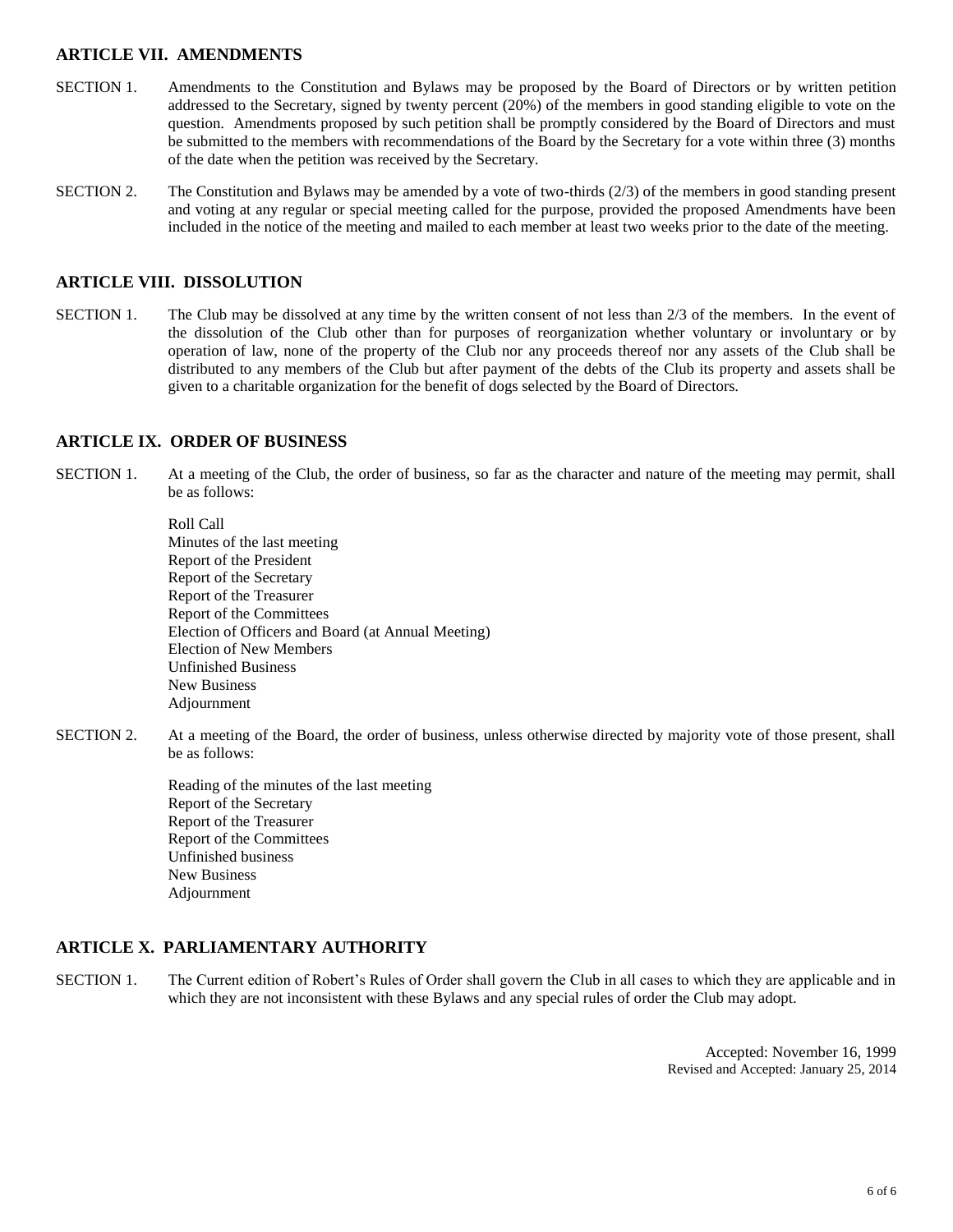## ARTICLE VII. AMENDMENTS

SECTION 1. Amendments to the Constitution and Bylaws may be proposed by the Board of Directors or by written petition addressed to the Secretary, signed by twenty percent (20%) of the members in good standing eligible to vote on the question. Amendments proposed by such petition shall be promptly considered by the Board of Directors and must be submitted to the members with recommendations of the Board by the Secretary for a vote within three (3) months of the date when the petition was received by the Secretary.

SECTION 2. The Constitution and Bylaws may be amended by a vote of two-thirds (2/3) of the members in good standing present and voting at any regular or special meeting called for the purpose, provided the proposed Amendments have been included in the notice of the meeting and mailed to each member at least two weeks prior to the date of the meeting.

## ARTICLE VIII. DISSOLUTION

SECTION 1. The Club may be dissolved at any time by the written consent of not less than 2/3 of the members. In the event of the dissolution of the Club other than for purposes of reorganization whether voluntary or involuntary or by operation of law, none of the property of the Club nor any proceeds thereof nor any assets of the Club shall be distributed to any members of the Club but after payment of the debts of the Club its property and assets shall be given to a charitable organization for the benefit of dogs selected by the Board of Directors.

## ARTICLE IX. ORDER OF BUSINESS

SECTION 1. At a meeting of the Club, the order of business, so far as the character and nature of the meeting may permit, shall be as follows:

Roll Call
Minutes of the last meeting
Report of the President
Report of the Secretary
Report of the Treasurer
Report of the Committees
Election of Officers and Board (at Annual Meeting)
Election of New Members
Unfinished Business
New Business
Adjournment

SECTION 2. At a meeting of the Board, the order of business, unless otherwise directed by majority vote of those present, shall be as follows:

Reading of the minutes of the last meeting
Report of the Secretary
Report of the Treasurer
Report of the Committees
Unfinished business
New Business
Adjournment

## ARTICLE X. PARLIAMENTARY AUTHORITY

SECTION 1. The Current edition of Robert's Rules of Order shall govern the Club in all cases to which they are applicable and in which they are not inconsistent with these Bylaws and any special rules of order the Club may adopt.

Accepted: November 16, 1999
Revised and Accepted: January 25, 2014